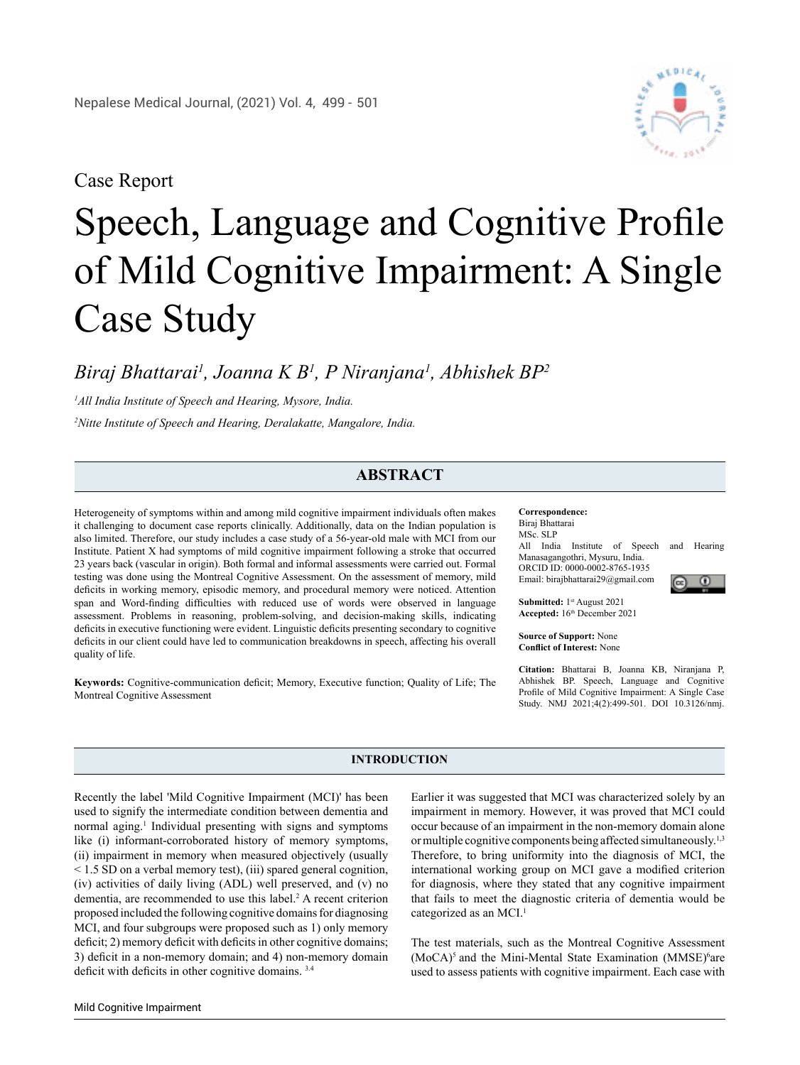Case Report

# Speech, Language and Cognitive Profile of Mild Cognitive Impairment: A Single Case Study

*Biraj Bhattarai[1], Joanna K B[1], P Niranjana[1], Abhishek BP[2]*

*[1]All India Institute of Speech and Hearing, Mysore, India.*

*[2]Nitte Institute of Speech and Hearing, Deralakatte, Mangalore, India.*

## ABSTRACT

Heterogeneity of symptoms within and among mild cognitive impairment individuals often makes it challenging to document case reports clinically. Additionally, data on the Indian population is also limited. Therefore, our study includes a case study of a 56-year-old male with MCI from our Institute. Patient X had symptoms of mild cognitive impairment following a stroke that occurred 23 years back (vascular in origin). Both formal and informal assessments were carried out. Formal testing was done using the Montreal Cognitive Assessment. On the assessment of memory, mild deficits in working memory, episodic memory, and procedural memory were noticed. Attention span and Word-finding difficulties with reduced use of words were observed in language assessment. Problems in reasoning, problem-solving, and decision-making skills, indicating deficits in executive functioning were evident. Linguistic deficits presenting secondary to cognitive deficits in our client could have led to communication breakdowns in speech, affecting his overall quality of life.

**Keywords:** Cognitive-communication deficit; Memory, Executive function; Quality of Life; The Montreal Cognitive Assessment

**Correspondence:**
Biraj Bhattarai
MSc. SLP
All India Institute of Speech and Hearing
Manasagangothri, Mysuru, India.
ORCID ID: 0000-0002-8765-1935
Email: birajbhattarai29@gmail.com

**Submitted:** 1st August 2021
**Accepted:** 16th December 2021

**Source of Support:** None
**Conflict of Interest:** None

**Citation:** Bhattarai B, Joanna KB, Niranjana P, Abhishek BP. Speech, Language and Cognitive Profile of Mild Cognitive Impairment: A Single Case Study. NMJ 2021;4(2):499-501. DOI 10.3126/nmj.

## INTRODUCTION

Recently the label 'Mild Cognitive Impairment (MCI)' has been used to signify the intermediate condition between dementia and normal aging.[1] Individual presenting with signs and symptoms like (i) informant-corroborated history of memory symptoms, (ii) impairment in memory when measured objectively (usually < 1.5 SD on a verbal memory test), (iii) spared general cognition, (iv) activities of daily living (ADL) well preserved, and (v) no dementia, are recommended to use this label.[2] A recent criterion proposed included the following cognitive domains for diagnosing MCI, and four subgroups were proposed such as 1) only memory deficit; 2) memory deficit with deficits in other cognitive domains; 3) deficit in a non-memory domain; and 4) non-memory domain deficit with deficits in other cognitive domains.[3,4]

Earlier it was suggested that MCI was characterized solely by an impairment in memory. However, it was proved that MCI could occur because of an impairment in the non-memory domain alone or multiple cognitive components being affected simultaneously.[1,3] Therefore, to bring uniformity into the diagnosis of MCI, the international working group on MCI gave a modified criterion for diagnosis, where they stated that any cognitive impairment that fails to meet the diagnostic criteria of dementia would be categorized as an MCI.[1]

The test materials, such as the Montreal Cognitive Assessment (MoCA)[5] and the Mini-Mental State Examination (MMSE)[6] are used to assess patients with cognitive impairment. Each case with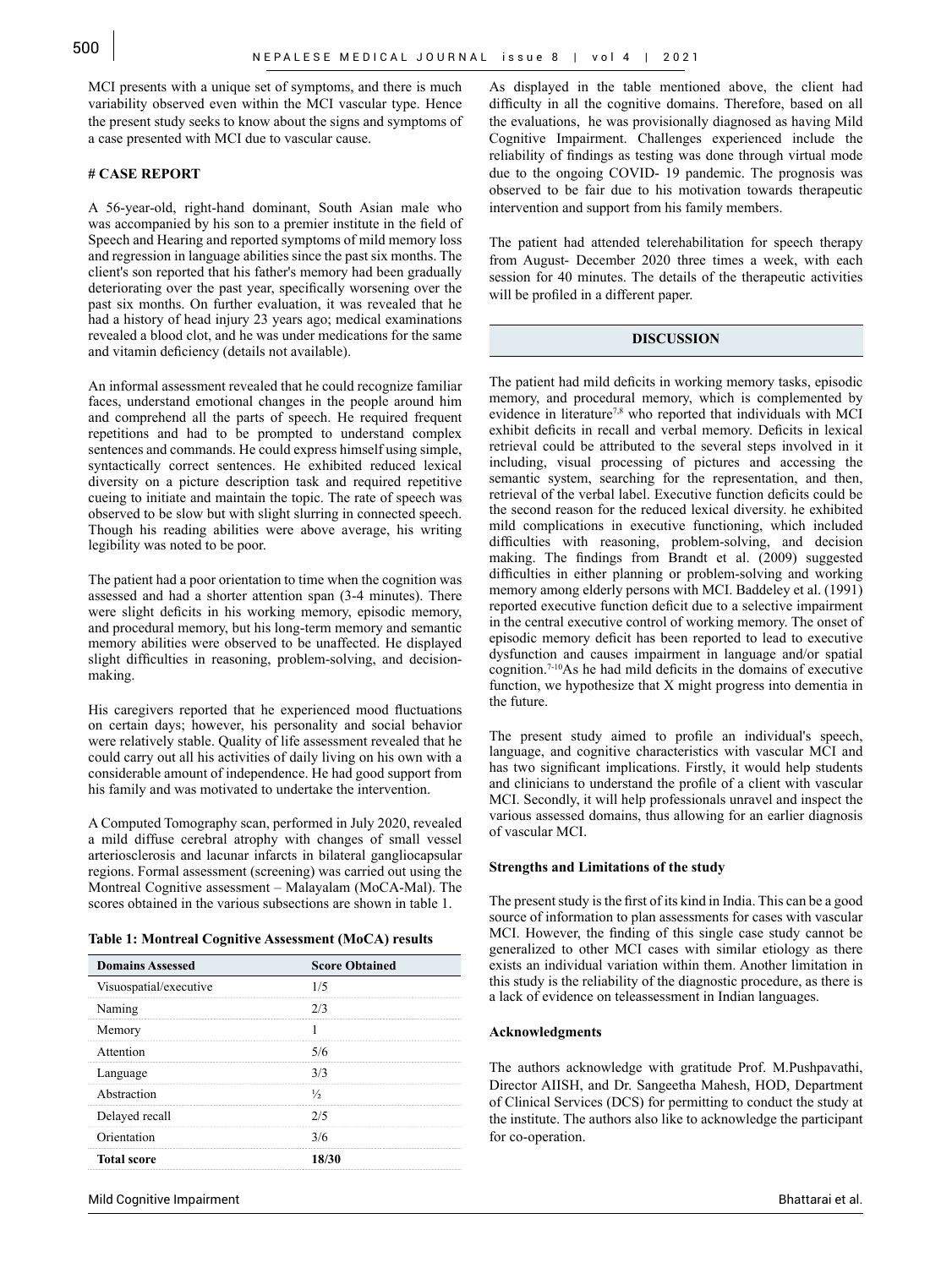MCI presents with a unique set of symptoms, and there is much variability observed even within the MCI vascular type. Hence the present study seeks to know about the signs and symptoms of a case presented with MCI due to vascular cause.

# CASE REPORT

A 56-year-old, right-hand dominant, South Asian male who was accompanied by his son to a premier institute in the field of Speech and Hearing and reported symptoms of mild memory loss and regression in language abilities since the past six months. The client's son reported that his father's memory had been gradually deteriorating over the past year, specifically worsening over the past six months. On further evaluation, it was revealed that he had a history of head injury 23 years ago; medical examinations revealed a blood clot, and he was under medications for the same and vitamin deficiency (details not available).

An informal assessment revealed that he could recognize familiar faces, understand emotional changes in the people around him and comprehend all the parts of speech. He required frequent repetitions and had to be prompted to understand complex sentences and commands. He could express himself using simple, syntactically correct sentences. He exhibited reduced lexical diversity on a picture description task and required repetitive cueing to initiate and maintain the topic. The rate of speech was observed to be slow but with slight slurring in connected speech. Though his reading abilities were above average, his writing legibility was noted to be poor.

The patient had a poor orientation to time when the cognition was assessed and had a shorter attention span (3-4 minutes). There were slight deficits in his working memory, episodic memory, and procedural memory, but his long-term memory and semantic memory abilities were observed to be unaffected. He displayed slight difficulties in reasoning, problem-solving, and decision-making.

His caregivers reported that he experienced mood fluctuations on certain days; however, his personality and social behavior were relatively stable. Quality of life assessment revealed that he could carry out all his activities of daily living on his own with a considerable amount of independence. He had good support from his family and was motivated to undertake the intervention.

A Computed Tomography scan, performed in July 2020, revealed a mild diffuse cerebral atrophy with changes of small vessel arteriosclerosis and lacunar infarcts in bilateral gangliocapsular regions. Formal assessment (screening) was carried out using the Montreal Cognitive assessment – Malayalam (MoCA-Mal). The scores obtained in the various subsections are shown in table 1.

**Table 1: Montreal Cognitive Assessment (MoCA) results**

| Domains Assessed | Score Obtained |
|---|---|
| Visuospatial/executive | 1/5 |
| Naming | 2/3 |
| Memory | 1 |
| Attention | 5/6 |
| Language | 3/3 |
| Abstraction | ½ |
| Delayed recall | 2/5 |
| Orientation | 3/6 |
| **Total score** | **18/30** |

As displayed in the table mentioned above, the client had difficulty in all the cognitive domains. Therefore, based on all the evaluations, he was provisionally diagnosed as having Mild Cognitive Impairment. Challenges experienced include the reliability of findings as testing was done through virtual mode due to the ongoing COVID- 19 pandemic. The prognosis was observed to be fair due to his motivation towards therapeutic intervention and support from his family members.

The patient had attended telerehabilitation for speech therapy from August- December 2020 three times a week, with each session for 40 minutes. The details of the therapeutic activities will be profiled in a different paper.

## DISCUSSION

The patient had mild deficits in working memory tasks, episodic memory, and procedural memory, which is complemented by evidence in literature[7,8] who reported that individuals with MCI exhibit deficits in recall and verbal memory. Deficits in lexical retrieval could be attributed to the several steps involved in it including, visual processing of pictures and accessing the semantic system, searching for the representation, and then, retrieval of the verbal label. Executive function deficits could be the second reason for the reduced lexical diversity. he exhibited mild complications in executive functioning, which included difficulties with reasoning, problem-solving, and decision making. The findings from Brandt et al. (2009) suggested difficulties in either planning or problem-solving and working memory among elderly persons with MCI. Baddeley et al. (1991) reported executive function deficit due to a selective impairment in the central executive control of working memory. The onset of episodic memory deficit has been reported to lead to executive dysfunction and causes impairment in language and/or spatial cognition.[7-10]As he had mild deficits in the domains of executive function, we hypothesize that X might progress into dementia in the future.

The present study aimed to profile an individual's speech, language, and cognitive characteristics with vascular MCI and has two significant implications. Firstly, it would help students and clinicians to understand the profile of a client with vascular MCI. Secondly, it will help professionals unravel and inspect the various assessed domains, thus allowing for an earlier diagnosis of vascular MCI.

### Strengths and Limitations of the study

The present study is the first of its kind in India. This can be a good source of information to plan assessments for cases with vascular MCI. However, the finding of this single case study cannot be generalized to other MCI cases with similar etiology as there exists an individual variation within them. Another limitation in this study is the reliability of the diagnostic procedure, as there is a lack of evidence on teleassessment in Indian languages.

### Acknowledgments

The authors acknowledge with gratitude Prof. M.Pushpavathi, Director AIISH, and Dr. Sangeetha Mahesh, HOD, Department of Clinical Services (DCS) for permitting to conduct the study at the institute. The authors also like to acknowledge the participant for co-operation.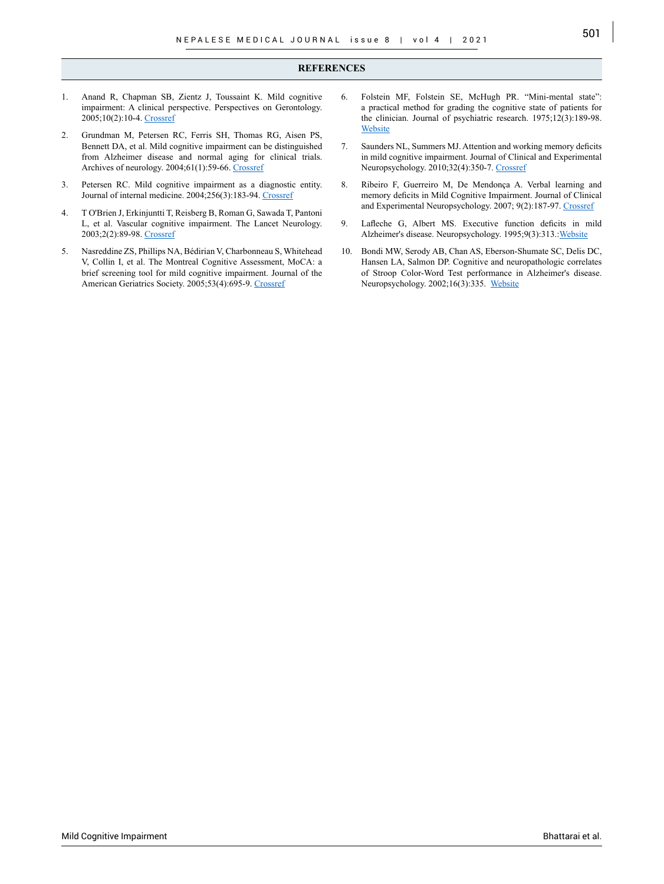## REFERENCES

1. Anand R, Chapman SB, Zientz J, Toussaint K. Mild cognitive impairment: A clinical perspective. Perspectives on Gerontology. 2005;10(2):10-4. Crossref
2. Grundman M, Petersen RC, Ferris SH, Thomas RG, Aisen PS, Bennett DA, et al. Mild cognitive impairment can be distinguished from Alzheimer disease and normal aging for clinical trials. Archives of neurology. 2004;61(1):59-66. Crossref
3. Petersen RC. Mild cognitive impairment as a diagnostic entity. Journal of internal medicine. 2004;256(3):183-94. Crossref
4. T O'Brien J, Erkinjuntti T, Reisberg B, Roman G, Sawada T, Pantoni L, et al. Vascular cognitive impairment. The Lancet Neurology. 2003;2(2):89-98. Crossref
5. Nasreddine ZS, Phillips NA, Bédirian V, Charbonneau S, Whitehead V, Collin I, et al. The Montreal Cognitive Assessment, MoCA: a brief screening tool for mild cognitive impairment. Journal of the American Geriatrics Society. 2005;53(4):695-9. Crossref
6. Folstein MF, Folstein SE, McHugh PR. "Mini-mental state": a practical method for grading the cognitive state of patients for the clinician. Journal of psychiatric research. 1975;12(3):189-98. Website
7. Saunders NL, Summers MJ. Attention and working memory deficits in mild cognitive impairment. Journal of Clinical and Experimental Neuropsychology. 2010;32(4):350-7. Crossref
8. Ribeiro F, Guerreiro M, De Mendonça A. Verbal learning and memory deficits in Mild Cognitive Impairment. Journal of Clinical and Experimental Neuropsychology. 2007; 9(2):187-97. Crossref
9. Lafleche G, Albert MS. Executive function deficits in mild Alzheimer's disease. Neuropsychology. 1995;9(3):313.:Website
10. Bondi MW, Serody AB, Chan AS, Eberson-Shumate SC, Delis DC, Hansen LA, Salmon DP. Cognitive and neuropathologic correlates of Stroop Color-Word Test performance in Alzheimer's disease. Neuropsychology. 2002;16(3):335. Website